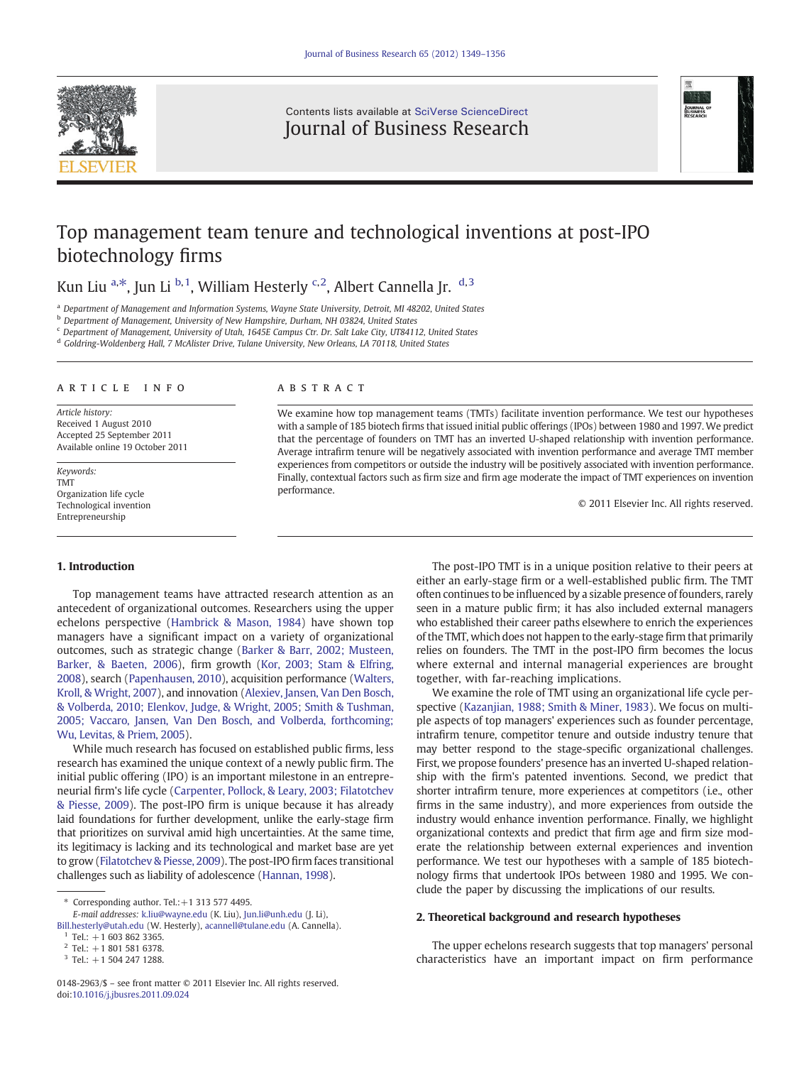# Top management team tenure and technological inventions at post-IPO biotechnology firms

Kun Liu [a,*], Jun Li [b,1], William Hesterly [c,2], Albert Cannella Jr. [d,3]

[a] Department of Management and Information Systems, Wayne State University, Detroit, MI 48202, United States
[b] Department of Management, University of New Hampshire, Durham, NH 03824, United States
[c] Department of Management, University of Utah, 1645E Campus Ctr. Dr. Salt Lake City, UT84112, United States
[d] Goldring-Woldenberg Hall, 7 McAlister Drive, Tulane University, New Orleans, LA 70118, United States

**ARTICLE INFO**

*Article history:*
Received 1 August 2010
Accepted 25 September 2011
Available online 19 October 2011

*Keywords:*
TMT
Organization life cycle
Technological invention
Entrepreneurship

**ABSTRACT**

We examine how top management teams (TMTs) facilitate invention performance. We test our hypotheses with a sample of 185 biotech firms that issued initial public offerings (IPOs) between 1980 and 1997. We predict that the percentage of founders on TMT has an inverted U-shaped relationship with invention performance. Average intrafirm tenure will be negatively associated with invention performance and average TMT member experiences from competitors or outside the industry will be positively associated with invention performance. Finally, contextual factors such as firm size and firm age moderate the impact of TMT experiences on invention performance.

© 2011 Elsevier Inc. All rights reserved.

## 1. Introduction

Top management teams have attracted research attention as an antecedent of organizational outcomes. Researchers using the upper echelons perspective (Hambrick & Mason, 1984) have shown top managers have a significant impact on a variety of organizational outcomes, such as strategic change (Barker & Barr, 2002; Musteen, Barker, & Baeten, 2006), firm growth (Kor, 2003; Stam & Elfring, 2008), search (Papenhausen, 2010), acquisition performance (Walters, Kroll, & Wright, 2007), and innovation (Alexiev, Jansen, Van Den Bosch, & Volberda, 2010; Elenkov, Judge, & Wright, 2005; Smith & Tushman, 2005; Vaccaro, Jansen, Van Den Bosch, and Volberda, forthcoming; Wu, Levitas, & Priem, 2005).

While much research has focused on established public firms, less research has examined the unique context of a newly public firm. The initial public offering (IPO) is an important milestone in an entrepreneurial firm's life cycle (Carpenter, Pollock, & Leary, 2003; Filatotchev & Piesse, 2009). The post-IPO firm is unique because it has already laid foundations for further development, unlike the early-stage firm that prioritizes on survival amid high uncertainties. At the same time, its legitimacy is lacking and its technological and market base are yet to grow (Filatotchev & Piesse, 2009). The post-IPO firm faces transitional challenges such as liability of adolescence (Hannan, 1998).

The post-IPO TMT is in a unique position relative to their peers at either an early-stage firm or a well-established public firm. The TMT often continues to be influenced by a sizable presence of founders, rarely seen in a mature public firm; it has also included external managers who established their career paths elsewhere to enrich the experiences of the TMT, which does not happen to the early-stage firm that primarily relies on founders. The TMT in the post-IPO firm becomes the locus where external and internal managerial experiences are brought together, with far-reaching implications.

We examine the role of TMT using an organizational life cycle perspective (Kazanjian, 1988; Smith & Miner, 1983). We focus on multiple aspects of top managers' experiences such as founder percentage, intrafirm tenure, competitor tenure and outside industry tenure that may better respond to the stage-specific organizational challenges. First, we propose founders' presence has an inverted U-shaped relationship with the firm's patented inventions. Second, we predict that shorter intrafirm tenure, more experiences at competitors (i.e., other firms in the same industry), and more experiences from outside the industry would enhance invention performance. Finally, we highlight organizational contexts and predict that firm age and firm size moderate the relationship between external experiences and invention performance. We test our hypotheses with a sample of 185 biotechnology firms that undertook IPOs between 1980 and 1995. We conclude the paper by discussing the implications of our results.

## 2. Theoretical background and research hypotheses

The upper echelons research suggests that top managers' personal characteristics have an important impact on firm performance

---

\* Corresponding author. Tel.:+1 313 577 4495.
E-mail addresses: k.liu@wayne.edu (K. Liu), Jun.li@unh.edu (J. Li), Bill.hesterly@utah.edu (W. Hesterly), acannell@tulane.edu (A. Cannella).
[1] Tel.: +1 603 862 3365.
[2] Tel.: +1 801 581 6378.
[3] Tel.: +1 504 247 1288.

0148-2963/$ – see front matter © 2011 Elsevier Inc. All rights reserved.
doi:10.1016/j.jbusres.2011.09.024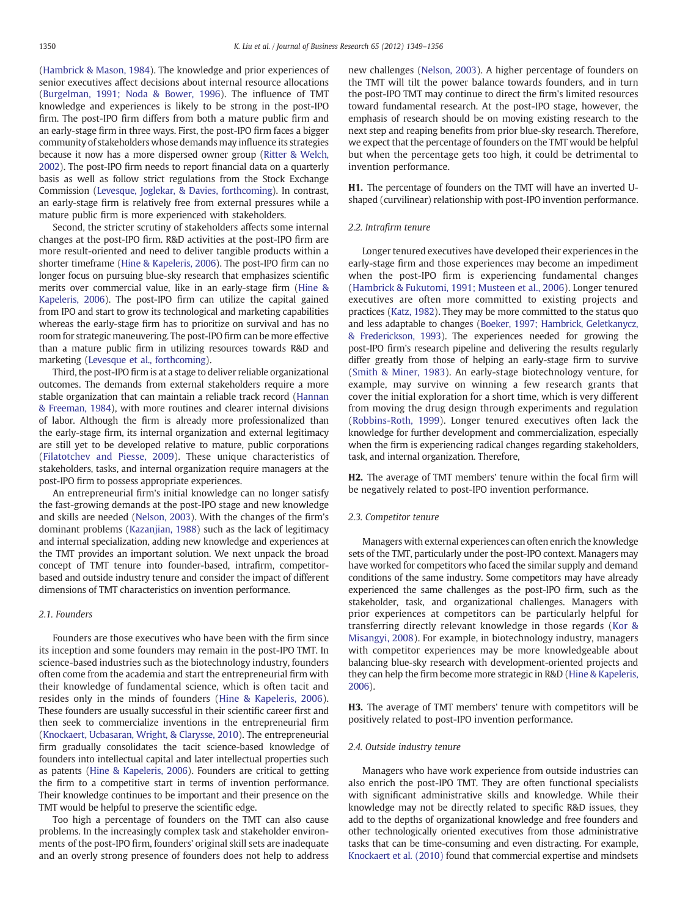(Hambrick & Mason, 1984). The knowledge and prior experiences of senior executives affect decisions about internal resource allocations (Burgelman, 1991; Noda & Bower, 1996). The influence of TMT knowledge and experiences is likely to be strong in the post-IPO firm. The post-IPO firm differs from both a mature public firm and an early-stage firm in three ways. First, the post-IPO firm faces a bigger community of stakeholders whose demands may influence its strategies because it now has a more dispersed owner group (Ritter & Welch, 2002). The post-IPO firm needs to report financial data on a quarterly basis as well as follow strict regulations from the Stock Exchange Commission (Levesque, Joglekar, & Davies, forthcoming). In contrast, an early-stage firm is relatively free from external pressures while a mature public firm is more experienced with stakeholders.

Second, the stricter scrutiny of stakeholders affects some internal changes at the post-IPO firm. R&D activities at the post-IPO firm are more result-oriented and need to deliver tangible products within a shorter timeframe (Hine & Kapeleris, 2006). The post-IPO firm can no longer focus on pursuing blue-sky research that emphasizes scientific merits over commercial value, like in an early-stage firm (Hine & Kapeleris, 2006). The post-IPO firm can utilize the capital gained from IPO and start to grow its technological and marketing capabilities whereas the early-stage firm has to prioritize on survival and has no room for strategic maneuvering. The post-IPO firm can be more effective than a mature public firm in utilizing resources towards R&D and marketing (Levesque et al., forthcoming).

Third, the post-IPO firm is at a stage to deliver reliable organizational outcomes. The demands from external stakeholders require a more stable organization that can maintain a reliable track record (Hannan & Freeman, 1984), with more routines and clearer internal divisions of labor. Although the firm is already more professionalized than the early-stage firm, its internal organization and external legitimacy are still yet to be developed relative to mature, public corporations (Filatotchev and Piesse, 2009). These unique characteristics of stakeholders, tasks, and internal organization require managers at the post-IPO firm to possess appropriate experiences.

An entrepreneurial firm's initial knowledge can no longer satisfy the fast-growing demands at the post-IPO stage and new knowledge and skills are needed (Nelson, 2003). With the changes of the firm's dominant problems (Kazanjian, 1988) such as the lack of legitimacy and internal specialization, adding new knowledge and experiences at the TMT provides an important solution. We next unpack the broad concept of TMT tenure into founder-based, intrafirm, competitor-based and outside industry tenure and consider the impact of different dimensions of TMT characteristics on invention performance.

### 2.1. Founders

Founders are those executives who have been with the firm since its inception and some founders may remain in the post-IPO TMT. In science-based industries such as the biotechnology industry, founders often come from the academia and start the entrepreneurial firm with their knowledge of fundamental science, which is often tacit and resides only in the minds of founders (Hine & Kapeleris, 2006). These founders are usually successful in their scientific career first and then seek to commercialize inventions in the entrepreneurial firm (Knockaert, Ucbasaran, Wright, & Clarysse, 2010). The entrepreneurial firm gradually consolidates the tacit science-based knowledge of founders into intellectual capital and later intellectual properties such as patents (Hine & Kapeleris, 2006). Founders are critical to getting the firm to a competitive start in terms of invention performance. Their knowledge continues to be important and their presence on the TMT would be helpful to preserve the scientific edge.

Too high a percentage of founders on the TMT can also cause problems. In the increasingly complex task and stakeholder environments of the post-IPO firm, founders' original skill sets are inadequate and an overly strong presence of founders does not help to address new challenges (Nelson, 2003). A higher percentage of founders on the TMT will tilt the power balance towards founders, and in turn the post-IPO TMT may continue to direct the firm's limited resources toward fundamental research. At the post-IPO stage, however, the emphasis of research should be on moving existing research to the next step and reaping benefits from prior blue-sky research. Therefore, we expect that the percentage of founders on the TMT would be helpful but when the percentage gets too high, it could be detrimental to invention performance.

**H1.** The percentage of founders on the TMT will have an inverted U-shaped (curvilinear) relationship with post-IPO invention performance.

### 2.2. Intrafirm tenure

Longer tenured executives have developed their experiences in the early-stage firm and those experiences may become an impediment when the post-IPO firm is experiencing fundamental changes (Hambrick & Fukutomi, 1991; Musteen et al., 2006). Longer tenured executives are often more committed to existing projects and practices (Katz, 1982). They may be more committed to the status quo and less adaptable to changes (Boeker, 1997; Hambrick, Geletkanycz, & Fredericks​on, 1993). The experiences needed for growing the post-IPO firm's research pipeline and delivering the results regularly differ greatly from those of helping an early-stage firm to survive (Smith & Miner, 1983). An early-stage biotechnology venture, for example, may survive on winning a few research grants that cover the initial exploration for a short time, which is very different from moving the drug design through experiments and regulation (Robbins-Roth, 1999). Longer tenured executives often lack the knowledge for further development and commercialization, especially when the firm is experiencing radical changes regarding stakeholders, task, and internal organization. Therefore,

**H2.** The average of TMT members' tenure within the focal firm will be negatively related to post-IPO invention performance.

### 2.3. Competitor tenure

Managers with external experiences can often enrich the knowledge sets of the TMT, particularly under the post-IPO context. Managers may have worked for competitors who faced the similar supply and demand conditions of the same industry. Some competitors may have already experienced the same challenges as the post-IPO firm, such as the stakeholder, task, and organizational challenges. Managers with prior experiences at competitors can be particularly helpful for transferring directly relevant knowledge in those regards (Kor & Misangyi, 2008). For example, in biotechnology industry, managers with competitor experiences may be more knowledgeable about balancing blue-sky research with development-oriented projects and they can help the firm become more strategic in R&D (Hine & Kapeleris, 2006).

**H3.** The average of TMT members' tenure with competitors will be positively related to post-IPO invention performance.

### 2.4. Outside industry tenure

Managers who have work experience from outside industries can also enrich the post-IPO TMT. They are often functional specialists with significant administrative skills and knowledge. While their knowledge may not be directly related to specific R&D issues, they add to the depths of organizational knowledge and free founders and other technologically oriented executives from those administrative tasks that can be time-consuming and even distracting. For example, Knockaert et al. (2010) found that commercial expertise and mindsets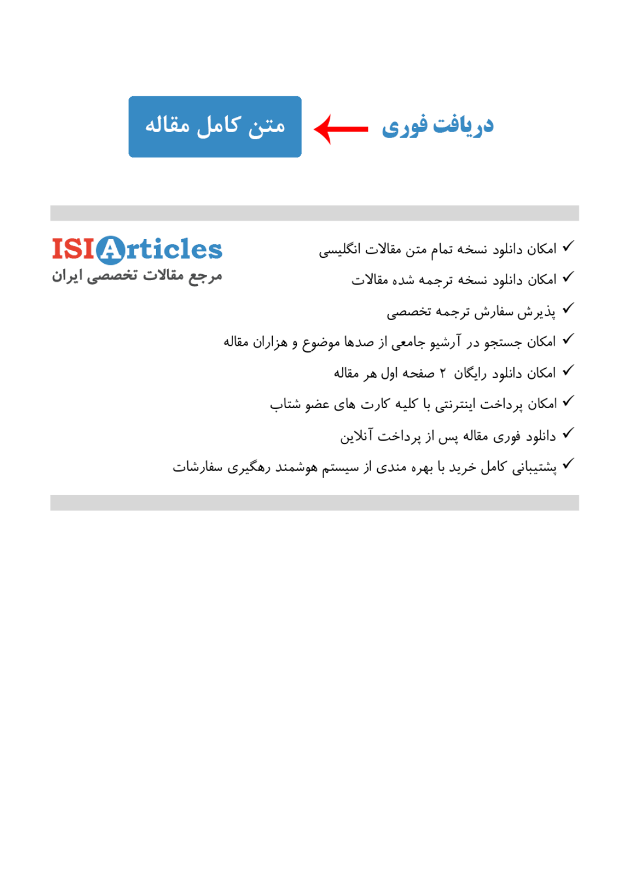دریافت فوری ← متن کامل مقاله

**ISIArticles**
مرجع مقالات تخصصی ایران

- ✓ امکان دانلود نسخه تمام متن مقالات انگلیسی
- ✓ امکان دانلود نسخه ترجمه شده مقالات
- ✓ پذیرش سفارش ترجمه تخصصی
- ✓ امکان جستجو در آرشیو جامعی از صدها موضوع و هزاران مقاله
- ✓ امکان دانلود رایگان ۲ صفحه اول هر مقاله
- ✓ امکان پرداخت اینترنتی با کلیه کارت های عضو شتاب
- ✓ دانلود فوری مقاله پس از پرداخت آنلاین
- ✓ پشتیبانی کامل خرید با بهره مندی از سیستم هوشمند رهگیری سفارشات